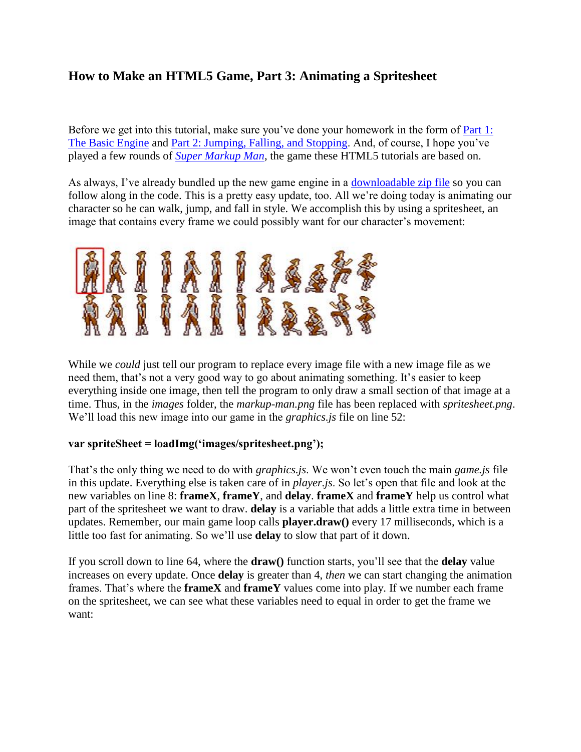## How to Make an HTML5 Game, Part 3: Animating a Spritesheet

Before we get into this tutorial, make sure you've done your homework in the form of [Part 1: The Basic Engine]() and [Part 2: Jumping, Falling, and Stopping](). And, of course, I hope you've played a few rounds of [*Super Markup Man*](), the game these HTML5 tutorials are based on.

As always, I've already bundled up the new game engine in a [downloadable zip file]() so you can follow along in the code. This is a pretty easy update, too. All we're doing today is animating our character so he can walk, jump, and fall in style. We accomplish this by using a spritesheet, an image that contains every frame we could possibly want for our character's movement:

While we *could* just tell our program to replace every image file with a new image file as we need them, that's not a very good way to go about animating something. It's easier to keep everything inside one image, then tell the program to only draw a small section of that image at a time. Thus, in the *images* folder, the *markup-man.png* file has been replaced with *spritesheet.png*. We'll load this new image into our game in the *graphics.js* file on line 52:

**var spriteSheet = loadImg('images/spritesheet.png');**

That's the only thing we need to do with *graphics.js*. We won't even touch the main *game.js* file in this update. Everything else is taken care of in *player.js*. So let's open that file and look at the new variables on line 8: **frameX**, **frameY**, and **delay**. **frameX** and **frameY** help us control what part of the spritesheet we want to draw. **delay** is a variable that adds a little extra time in between updates. Remember, our main game loop calls **player.draw()** every 17 milliseconds, which is a little too fast for animating. So we'll use **delay** to slow that part of it down.

If you scroll down to line 64, where the **draw()** function starts, you'll see that the **delay** value increases on every update. Once **delay** is greater than 4, *then* we can start changing the animation frames. That's where the **frameX** and **frameY** values come into play. If we number each frame on the spritesheet, we can see what these variables need to equal in order to get the frame we want: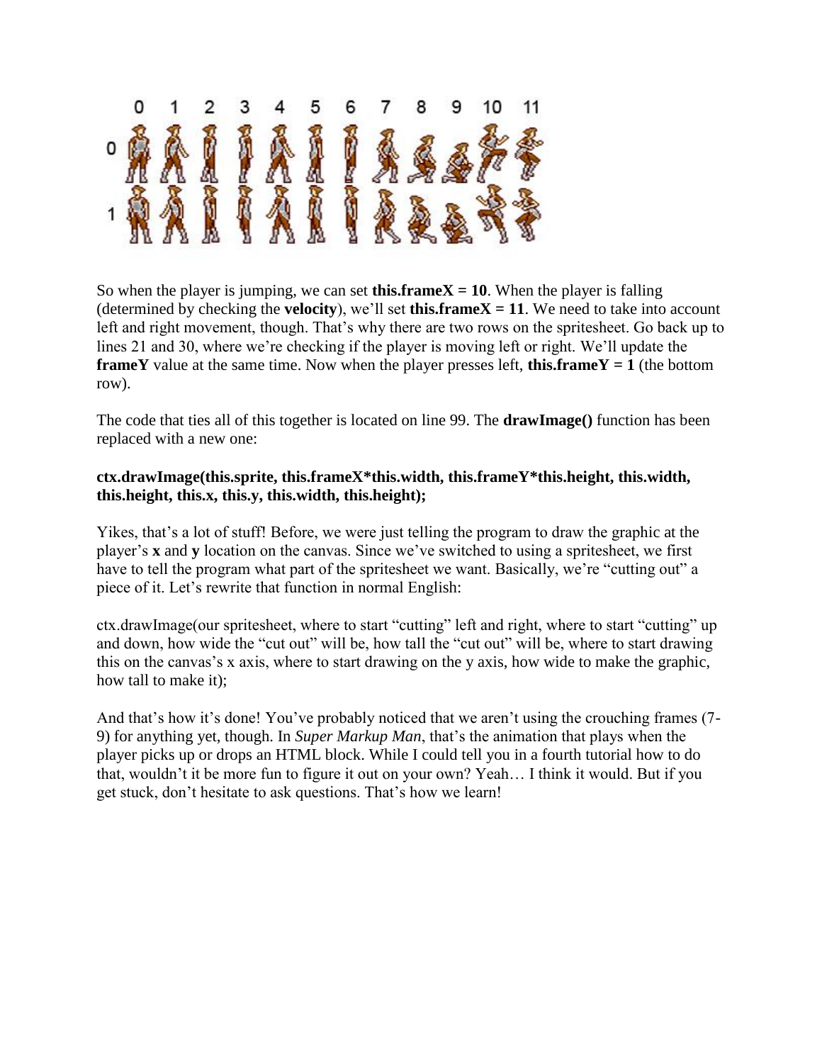0 1 2 3 4 5 6 7 8 9 10 11

0

1

So when the player is jumping, we can set **this.frameX = 10**. When the player is falling (determined by checking the **velocity**), we'll set **this.frameX = 11**. We need to take into account left and right movement, though. That's why there are two rows on the spritesheet. Go back up to lines 21 and 30, where we're checking if the player is moving left or right. We'll update the **frameY** value at the same time. Now when the player presses left, **this.frameY = 1** (the bottom row).

The code that ties all of this together is located on line 99. The **drawImage()** function has been replaced with a new one:

**ctx.drawImage(this.sprite, this.frameX*this.width, this.frameY*this.height, this.width, this.height, this.x, this.y, this.width, this.height);**

Yikes, that's a lot of stuff! Before, we were just telling the program to draw the graphic at the player's **x** and **y** location on the canvas. Since we've switched to using a spritesheet, we first have to tell the program what part of the spritesheet we want. Basically, we're "cutting out" a piece of it. Let's rewrite that function in normal English:

ctx.drawImage(our spritesheet, where to start "cutting" left and right, where to start "cutting" up and down, how wide the "cut out" will be, how tall the "cut out" will be, where to start drawing this on the canvas's x axis, where to start drawing on the y axis, how wide to make the graphic, how tall to make it);

And that's how it's done! You've probably noticed that we aren't using the crouching frames (7-9) for anything yet, though. In *Super Markup Man*, that's the animation that plays when the player picks up or drops an HTML block. While I could tell you in a fourth tutorial how to do that, wouldn't it be more fun to figure it out on your own? Yeah… I think it would. But if you get stuck, don't hesitate to ask questions. That's how we learn!